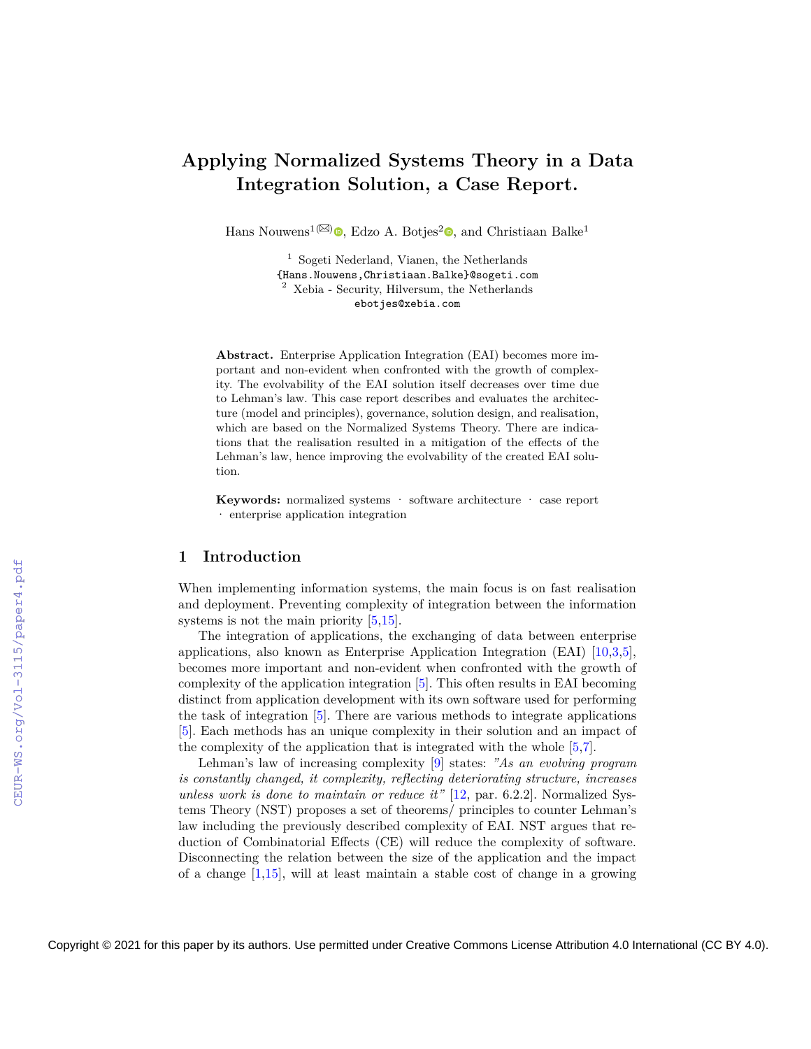# Applying Normalized Systems Theory in a Data Integration Solution, a Case Report.

Hans Nouwens[1(✉)], Edzo A. Botjes[2], and Christiaan Balke[1]

[1] Sogeti Nederland, Vianen, the Netherlands
{Hans.Nouwens,Christiaan.Balke}@sogeti.com
[2] Xebia - Security, Hilversum, the Netherlands
ebotjes@xebia.com

**Abstract.** Enterprise Application Integration (EAI) becomes more important and non-evident when confronted with the growth of complexity. The evolvability of the EAI solution itself decreases over time due to Lehman's law. This case report describes and evaluates the architecture (model and principles), governance, solution design, and realisation, which are based on the Normalized Systems Theory. There are indications that the realisation resulted in a mitigation of the effects of the Lehman's law, hence improving the evolvability of the created EAI solution.

**Keywords:** normalized systems · software architecture · case report · enterprise application integration

## 1 Introduction

When implementing information systems, the main focus is on fast realisation and deployment. Preventing complexity of integration between the information systems is not the main priority [5,15].

The integration of applications, the exchanging of data between enterprise applications, also known as Enterprise Application Integration (EAI) [10,3,5], becomes more important and non-evident when confronted with the growth of complexity of the application integration [5]. This often results in EAI becoming distinct from application development with its own software used for performing the task of integration [5]. There are various methods to integrate applications [5]. Each methods has an unique complexity in their solution and an impact of the complexity of the application that is integrated with the whole [5,7].

Lehman's law of increasing complexity [9] states: *"As an evolving program is constantly changed, it complexity, reflecting deteriorating structure, increases unless work is done to maintain or reduce it"* [12, par. 6.2.2]. Normalized Systems Theory (NST) proposes a set of theorems/ principles to counter Lehman's law including the previously described complexity of EAI. NST argues that reduction of Combinatorial Effects (CE) will reduce the complexity of software. Disconnecting the relation between the size of the application and the impact of a change [1,15], will at least maintain a stable cost of change in a growing

Copyright © 2021 for this paper by its authors. Use permitted under Creative Commons License Attribution 4.0 International (CC BY 4.0).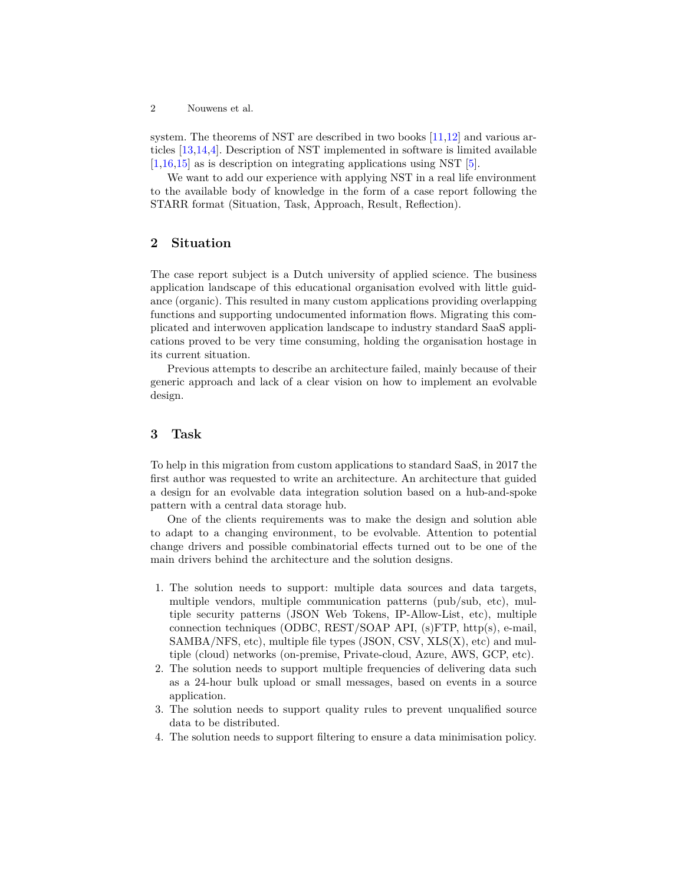system. The theorems of NST are described in two books [11,12] and various articles [13,14,4]. Description of NST implemented in software is limited available [1,16,15] as is description on integrating applications using NST [5].

We want to add our experience with applying NST in a real life environment to the available body of knowledge in the form of a case report following the STARR format (Situation, Task, Approach, Result, Reflection).

## 2 Situation

The case report subject is a Dutch university of applied science. The business application landscape of this educational organisation evolved with little guidance (organic). This resulted in many custom applications providing overlapping functions and supporting undocumented information flows. Migrating this complicated and interwoven application landscape to industry standard SaaS applications proved to be very time consuming, holding the organisation hostage in its current situation.

Previous attempts to describe an architecture failed, mainly because of their generic approach and lack of a clear vision on how to implement an evolvable design.

## 3 Task

To help in this migration from custom applications to standard SaaS, in 2017 the first author was requested to write an architecture. An architecture that guided a design for an evolvable data integration solution based on a hub-and-spoke pattern with a central data storage hub.

One of the clients requirements was to make the design and solution able to adapt to a changing environment, to be evolvable. Attention to potential change drivers and possible combinatorial effects turned out to be one of the main drivers behind the architecture and the solution designs.

1. The solution needs to support: multiple data sources and data targets, multiple vendors, multiple communication patterns (pub/sub, etc), multiple security patterns (JSON Web Tokens, IP-Allow-List, etc), multiple connection techniques (ODBC, REST/SOAP API, (s)FTP, http(s), e-mail, SAMBA/NFS, etc), multiple file types (JSON, CSV, XLS(X), etc) and multiple (cloud) networks (on-premise, Private-cloud, Azure, AWS, GCP, etc).
2. The solution needs to support multiple frequencies of delivering data such as a 24-hour bulk upload or small messages, based on events in a source application.
3. The solution needs to support quality rules to prevent unqualified source data to be distributed.
4. The solution needs to support filtering to ensure a data minimisation policy.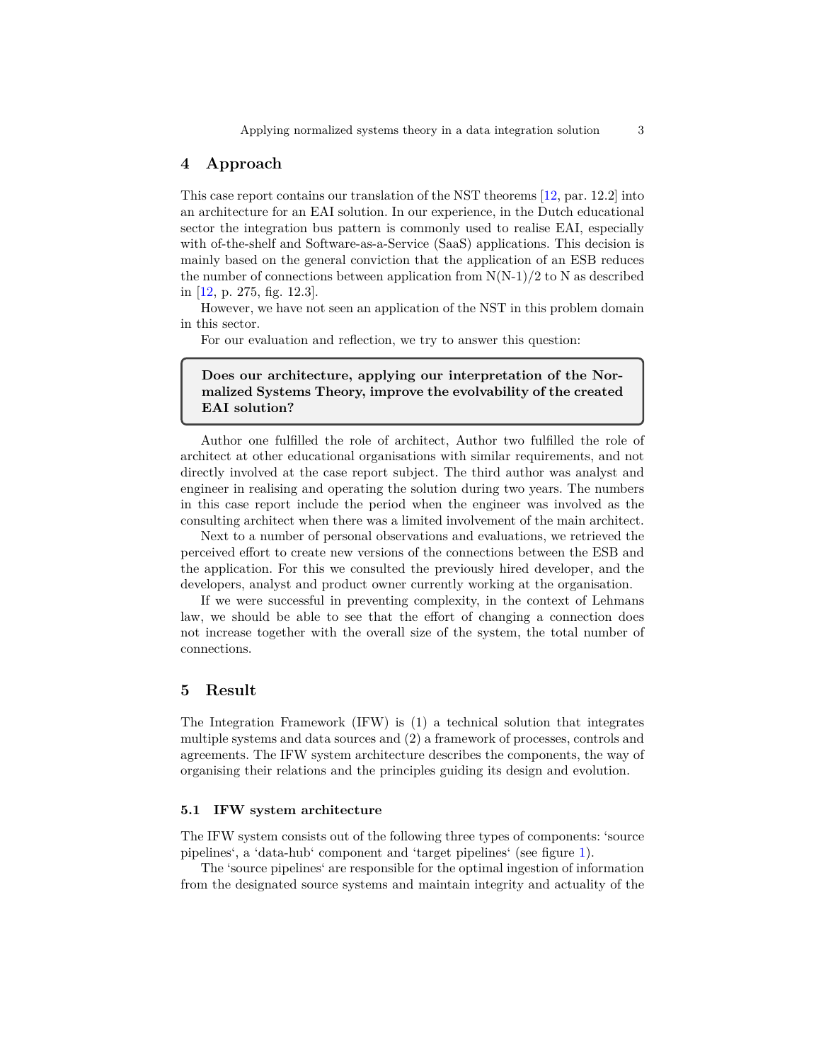## 4 Approach

This case report contains our translation of the NST theorems [12, par. 12.2] into an architecture for an EAI solution. In our experience, in the Dutch educational sector the integration bus pattern is commonly used to realise EAI, especially with of-the-shelf and Software-as-a-Service (SaaS) applications. This decision is mainly based on the general conviction that the application of an ESB reduces the number of connections between application from N(N-1)/2 to N as described in [12, p. 275, fig. 12.3].

However, we have not seen an application of the NST in this problem domain in this sector.

For our evaluation and reflection, we try to answer this question:

> **Does our architecture, applying our interpretation of the Normalized Systems Theory, improve the evolvability of the created EAI solution?**

Author one fulfilled the role of architect, Author two fulfilled the role of architect at other educational organisations with similar requirements, and not directly involved at the case report subject. The third author was analyst and engineer in realising and operating the solution during two years. The numbers in this case report include the period when the engineer was involved as the consulting architect when there was a limited involvement of the main architect.

Next to a number of personal observations and evaluations, we retrieved the perceived effort to create new versions of the connections between the ESB and the application. For this we consulted the previously hired developer, and the developers, analyst and product owner currently working at the organisation.

If we were successful in preventing complexity, in the context of Lehmans law, we should be able to see that the effort of changing a connection does not increase together with the overall size of the system, the total number of connections.

## 5 Result

The Integration Framework (IFW) is (1) a technical solution that integrates multiple systems and data sources and (2) a framework of processes, controls and agreements. The IFW system architecture describes the components, the way of organising their relations and the principles guiding its design and evolution.

### 5.1 IFW system architecture

The IFW system consists out of the following three types of components: ‘source pipelines‘, a ‘data-hub‘ component and ‘target pipelines‘ (see figure 1).

The ‘source pipelines‘ are responsible for the optimal ingestion of information from the designated source systems and maintain integrity and actuality of the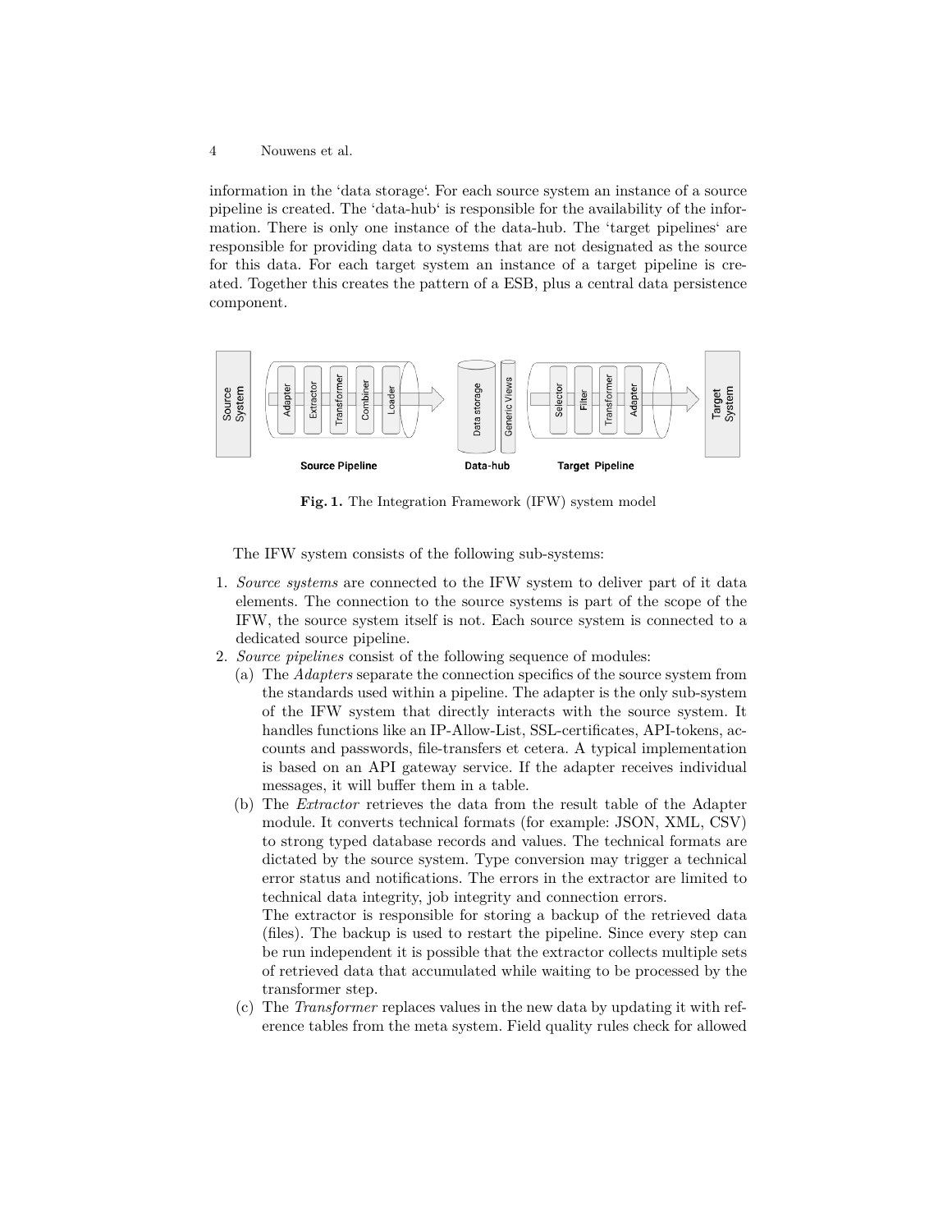information in the 'data storage'. For each source system an instance of a source pipeline is created. The 'data-hub' is responsible for the availability of the information. There is only one instance of the data-hub. The 'target pipelines' are responsible for providing data to systems that are not designated as the source for this data. For each target system an instance of a target pipeline is created. Together this creates the pattern of a ESB, plus a central data persistence component.

**Fig. 1.** The Integration Framework (IFW) system model

The IFW system consists of the following sub-systems:

1. *Source systems* are connected to the IFW system to deliver part of it data elements. The connection to the source systems is part of the scope of the IFW, the source system itself is not. Each source system is connected to a dedicated source pipeline.
2. *Source pipelines* consist of the following sequence of modules:
   (a) The *Adapters* separate the connection specifics of the source system from the standards used within a pipeline. The adapter is the only sub-system of the IFW system that directly interacts with the source system. It handles functions like an IP-Allow-List, SSL-certificates, API-tokens, accounts and passwords, file-transfers et cetera. A typical implementation is based on an API gateway service. If the adapter receives individual messages, it will buffer them in a table.
   (b) The *Extractor* retrieves the data from the result table of the Adapter module. It converts technical formats (for example: JSON, XML, CSV) to strong typed database records and values. The technical formats are dictated by the source system. Type conversion may trigger a technical error status and notifications. The errors in the extractor are limited to technical data integrity, job integrity and connection errors.
   The extractor is responsible for storing a backup of the retrieved data (files). The backup is used to restart the pipeline. Since every step can be run independent it is possible that the extractor collects multiple sets of retrieved data that accumulated while waiting to be processed by the transformer step.
   (c) The *Transformer* replaces values in the new data by updating it with reference tables from the meta system. Field quality rules check for allowed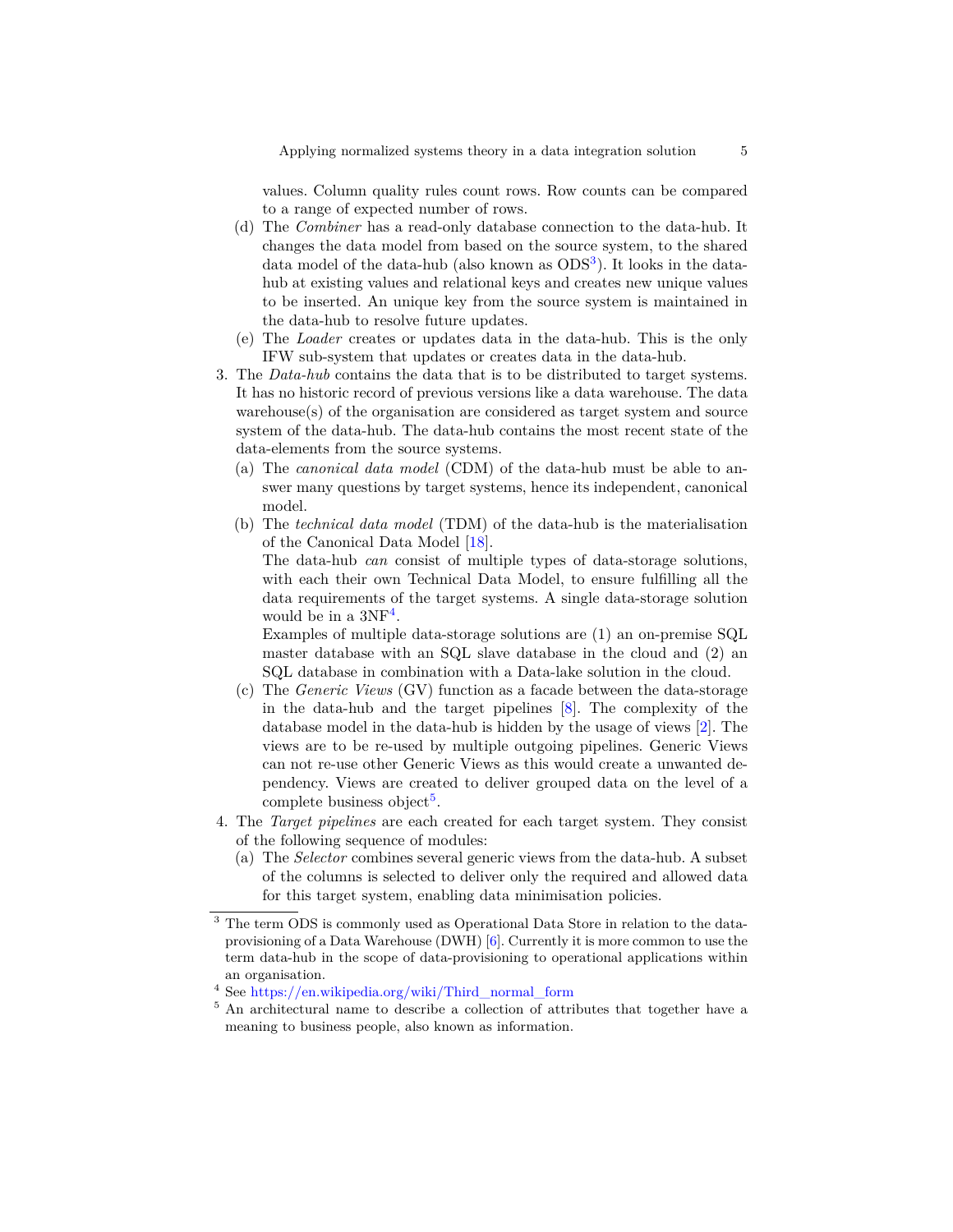values. Column quality rules count rows. Row counts can be compared to a range of expected number of rows.

   (d) The *Combiner* has a read-only database connection to the data-hub. It changes the data model from based on the source system, to the shared data model of the data-hub (also known as ODS[3]). It looks in the data-hub at existing values and relational keys and creates new unique values to be inserted. An unique key from the source system is maintained in the data-hub to resolve future updates.

   (e) The *Loader* creates or updates data in the data-hub. This is the only IFW sub-system that updates or creates data in the data-hub.

3. The *Data-hub* contains the data that is to be distributed to target systems. It has no historic record of previous versions like a data warehouse. The data warehouse(s) of the organisation are considered as target system and source system of the data-hub. The data-hub contains the most recent state of the data-elements from the source systems.

   (a) The *canonical data model* (CDM) of the data-hub must be able to answer many questions by target systems, hence its independent, canonical model.

   (b) The *technical data model* (TDM) of the data-hub is the materialisation of the Canonical Data Model [18].

   The data-hub *can* consist of multiple types of data-storage solutions, with each their own Technical Data Model, to ensure fulfilling all the data requirements of the target systems. A single data-storage solution would be in a 3NF[4].

   Examples of multiple data-storage solutions are (1) an on-premise SQL master database with an SQL slave database in the cloud and (2) an SQL database in combination with a Data-lake solution in the cloud.

   (c) The *Generic Views* (GV) function as a facade between the data-storage in the data-hub and the target pipelines [8]. The complexity of the database model in the data-hub is hidden by the usage of views [2]. The views are to be re-used by multiple outgoing pipelines. Generic Views can not re-use other Generic Views as this would create a unwanted dependency. Views are created to deliver grouped data on the level of a complete business object[5].

4. The *Target pipelines* are each created for each target system. They consist of the following sequence of modules:

   (a) The *Selector* combines several generic views from the data-hub. A subset of the columns is selected to deliver only the required and allowed data for this target system, enabling data minimisation policies.

---

[3] The term ODS is commonly used as Operational Data Store in relation to the data-provisioning of a Data Warehouse (DWH) [6]. Currently it is more common to use the term data-hub in the scope of data-provisioning to operational applications within an organisation.

[4] See https://en.wikipedia.org/wiki/Third_normal_form

[5] An architectural name to describe a collection of attributes that together have a meaning to business people, also known as information.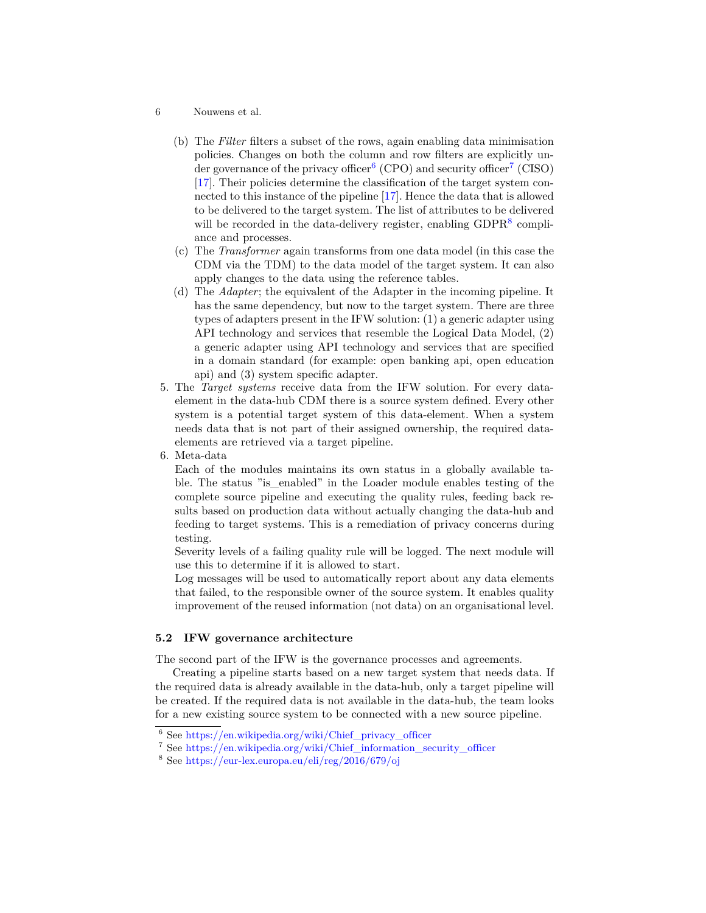(b) The *Filter* filters a subset of the rows, again enabling data minimisation policies. Changes on both the column and row filters are explicitly under governance of the privacy officer[6] (CPO) and security officer[7] (CISO) [17]. Their policies determine the classification of the target system connected to this instance of the pipeline [17]. Hence the data that is allowed to be delivered to the target system. The list of attributes to be delivered will be recorded in the data-delivery register, enabling GDPR[8] compliance and processes.
   (c) The *Transformer* again transforms from one data model (in this case the CDM via the TDM) to the data model of the target system. It can also apply changes to the data using the reference tables.
   (d) The *Adapter*; the equivalent of the Adapter in the incoming pipeline. It has the same dependency, but now to the target system. There are three types of adapters present in the IFW solution: (1) a generic adapter using API technology and services that resemble the Logical Data Model, (2) a generic adapter using API technology and services that are specified in a domain standard (for example: open banking api, open education api) and (3) system specific adapter.
5. The *Target systems* receive data from the IFW solution. For every data-element in the data-hub CDM there is a source system defined. Every other system is a potential target system of this data-element. When a system needs data that is not part of their assigned ownership, the required data-elements are retrieved via a target pipeline.
6. Meta-data
   Each of the modules maintains its own status in a globally available table. The status "is_enabled" in the Loader module enables testing of the complete source pipeline and executing the quality rules, feeding back results based on production data without actually changing the data-hub and feeding to target systems. This is a remediation of privacy concerns during testing.
   Severity levels of a failing quality rule will be logged. The next module will use this to determine if it is allowed to start.
   Log messages will be used to automatically report about any data elements that failed, to the responsible owner of the source system. It enables quality improvement of the reused information (not data) on an organisational level.

### 5.2 IFW governance architecture

The second part of the IFW is the governance processes and agreements.

Creating a pipeline starts based on a new target system that needs data. If the required data is already available in the data-hub, only a target pipeline will be created. If the required data is not available in the data-hub, the team looks for a new existing source system to be connected with a new source pipeline.

[6] See https://en.wikipedia.org/wiki/Chief_privacy_officer
[7] See https://en.wikipedia.org/wiki/Chief_information_security_officer
[8] See https://eur-lex.europa.eu/eli/reg/2016/679/oj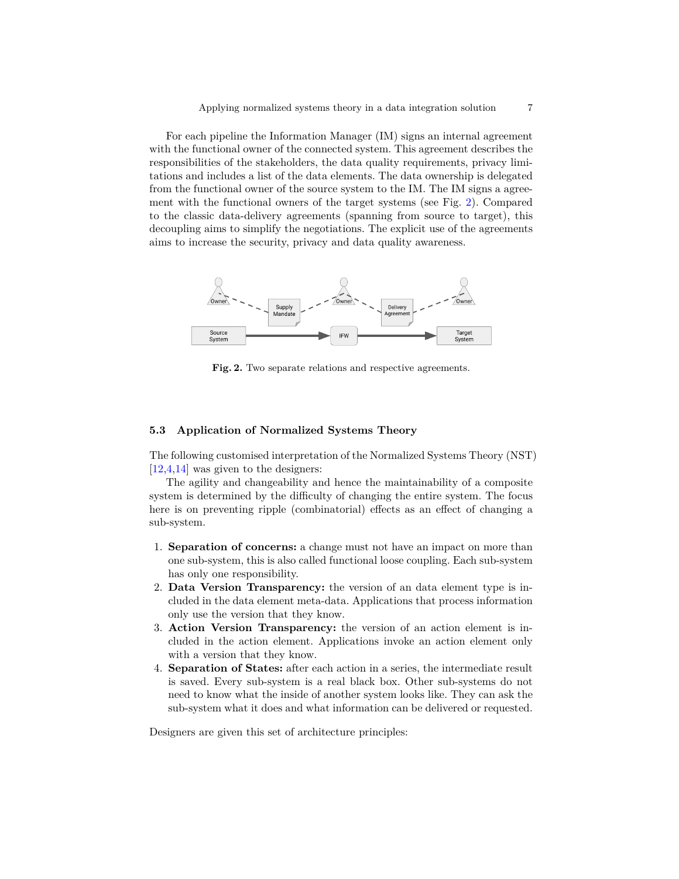For each pipeline the Information Manager (IM) signs an internal agreement with the functional owner of the connected system. This agreement describes the responsibilities of the stakeholders, the data quality requirements, privacy limitations and includes a list of the data elements. The data ownership is delegated from the functional owner of the source system to the IM. The IM signs a agreement with the functional owners of the target systems (see Fig. 2). Compared to the classic data-delivery agreements (spanning from source to target), this decoupling aims to simplify the negotiations. The explicit use of the agreements aims to increase the security, privacy and data quality awareness.

**Fig. 2.** Two separate relations and respective agreements.

### 5.3 Application of Normalized Systems Theory

The following customised interpretation of the Normalized Systems Theory (NST) [12,4,14] was given to the designers:

The agility and changeability and hence the maintainability of a composite system is determined by the difficulty of changing the entire system. The focus here is on preventing ripple (combinatorial) effects as an effect of changing a sub-system.

1. **Separation of concerns:** a change must not have an impact on more than one sub-system, this is also called functional loose coupling. Each sub-system has only one responsibility.
2. **Data Version Transparency:** the version of an data element type is included in the data element meta-data. Applications that process information only use the version that they know.
3. **Action Version Transparency:** the version of an action element is included in the action element. Applications invoke an action element only with a version that they know.
4. **Separation of States:** after each action in a series, the intermediate result is saved. Every sub-system is a real black box. Other sub-systems do not need to know what the inside of another system looks like. They can ask the sub-system what it does and what information can be delivered or requested.

Designers are given this set of architecture principles: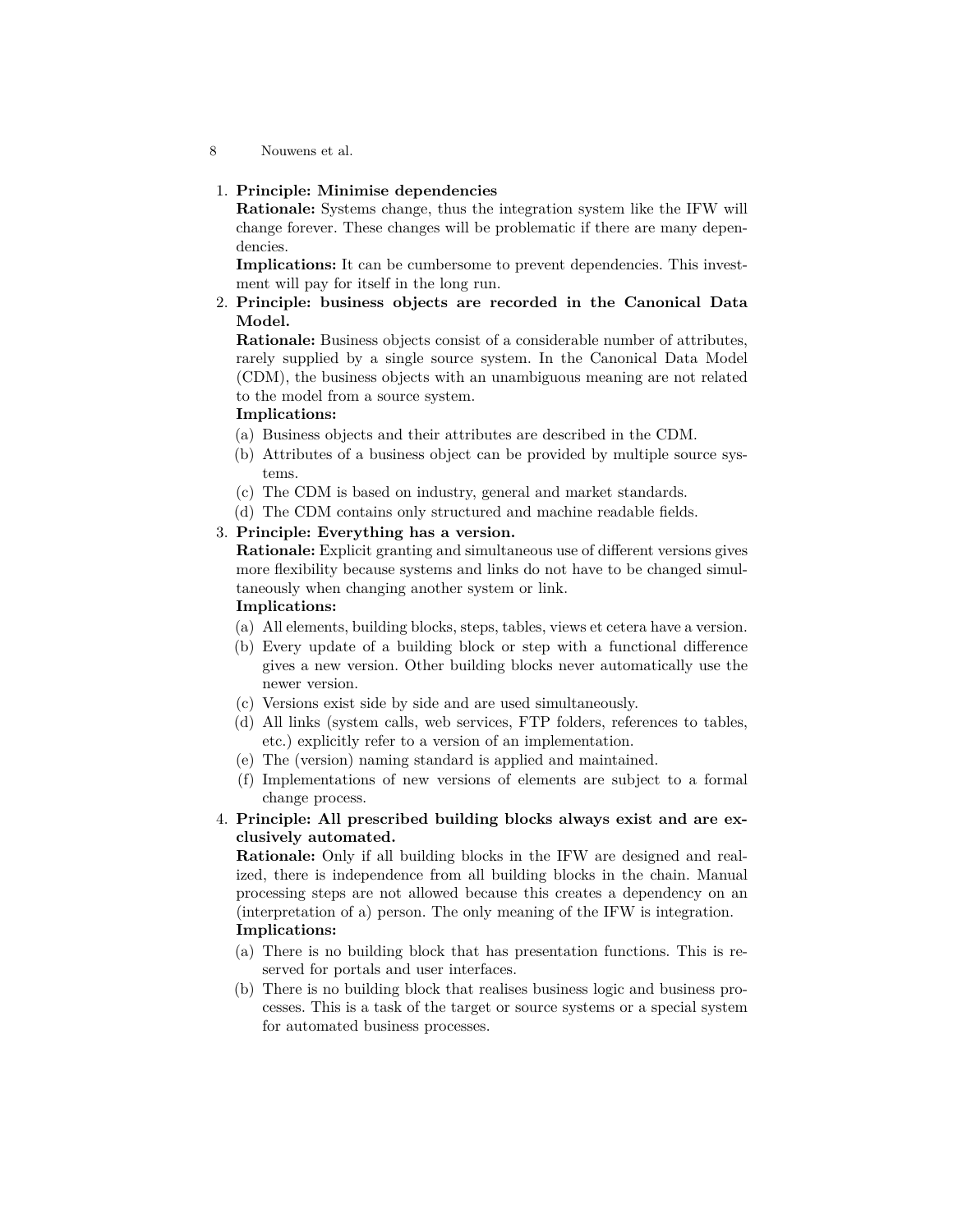1. **Principle: Minimise dependencies**
   **Rationale:** Systems change, thus the integration system like the IFW will change forever. These changes will be problematic if there are many dependencies.
   **Implications:** It can be cumbersome to prevent dependencies. This investment will pay for itself in the long run.
2. **Principle: business objects are recorded in the Canonical Data Model.**
   **Rationale:** Business objects consist of a considerable number of attributes, rarely supplied by a single source system. In the Canonical Data Model (CDM), the business objects with an unambiguous meaning are not related to the model from a source system.
   **Implications:**
   (a) Business objects and their attributes are described in the CDM.
   (b) Attributes of a business object can be provided by multiple source systems.
   (c) The CDM is based on industry, general and market standards.
   (d) The CDM contains only structured and machine readable fields.
3. **Principle: Everything has a version.**
   **Rationale:** Explicit granting and simultaneous use of different versions gives more flexibility because systems and links do not have to be changed simultaneously when changing another system or link.
   **Implications:**
   (a) All elements, building blocks, steps, tables, views et cetera have a version.
   (b) Every update of a building block or step with a functional difference gives a new version. Other building blocks never automatically use the newer version.
   (c) Versions exist side by side and are used simultaneously.
   (d) All links (system calls, web services, FTP folders, references to tables, etc.) explicitly refer to a version of an implementation.
   (e) The (version) naming standard is applied and maintained.
   (f) Implementations of new versions of elements are subject to a formal change process.
4. **Principle: All prescribed building blocks always exist and are exclusively automated.**
   **Rationale:** Only if all building blocks in the IFW are designed and realized, there is independence from all building blocks in the chain. Manual processing steps are not allowed because this creates a dependency on an (interpretation of a) person. The only meaning of the IFW is integration.
   **Implications:**
   (a) There is no building block that has presentation functions. This is reserved for portals and user interfaces.
   (b) There is no building block that realises business logic and business processes. This is a task of the target or source systems or a special system for automated business processes.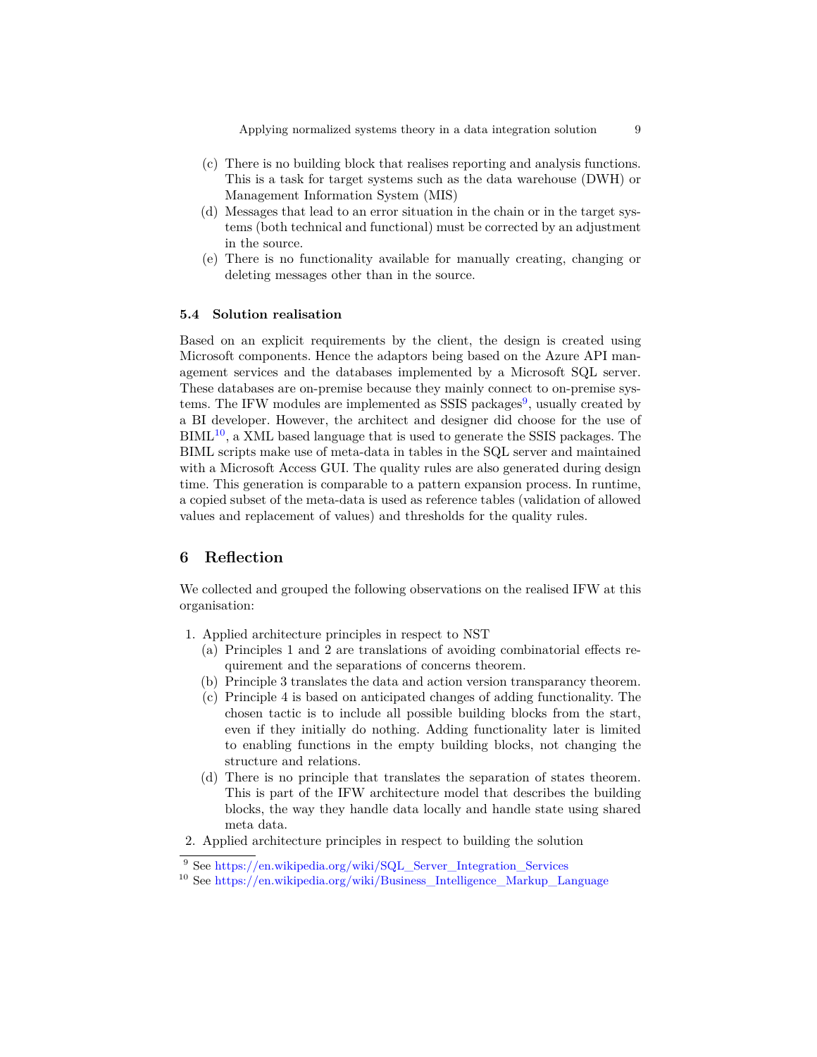(c) There is no building block that realises reporting and analysis functions. This is a task for target systems such as the data warehouse (DWH) or Management Information System (MIS)

(d) Messages that lead to an error situation in the chain or in the target systems (both technical and functional) must be corrected by an adjustment in the source.

(e) There is no functionality available for manually creating, changing or deleting messages other than in the source.

### 5.4 Solution realisation

Based on an explicit requirements by the client, the design is created using Microsoft components. Hence the adaptors being based on the Azure API management services and the databases implemented by a Microsoft SQL server. These databases are on-premise because they mainly connect to on-premise systems. The IFW modules are implemented as SSIS packages[9], usually created by a BI developer. However, the architect and designer did choose for the use of BIML[10], a XML based language that is used to generate the SSIS packages. The BIML scripts make use of meta-data in tables in the SQL server and maintained with a Microsoft Access GUI. The quality rules are also generated during design time. This generation is comparable to a pattern expansion process. In runtime, a copied subset of the meta-data is used as reference tables (validation of allowed values and replacement of values) and thresholds for the quality rules.

## 6 Reflection

We collected and grouped the following observations on the realised IFW at this organisation:

1. Applied architecture principles in respect to NST
   (a) Principles 1 and 2 are translations of avoiding combinatorial effects requirement and the separations of concerns theorem.
   (b) Principle 3 translates the data and action version transparancy theorem.
   (c) Principle 4 is based on anticipated changes of adding functionality. The chosen tactic is to include all possible building blocks from the start, even if they initially do nothing. Adding functionality later is limited to enabling functions in the empty building blocks, not changing the structure and relations.
   (d) There is no principle that translates the separation of states theorem. This is part of the IFW architecture model that describes the building blocks, the way they handle data locally and handle state using shared meta data.
2. Applied architecture principles in respect to building the solution

[9] See https://en.wikipedia.org/wiki/SQL_Server_Integration_Services

[10] See https://en.wikipedia.org/wiki/Business_Intelligence_Markup_Language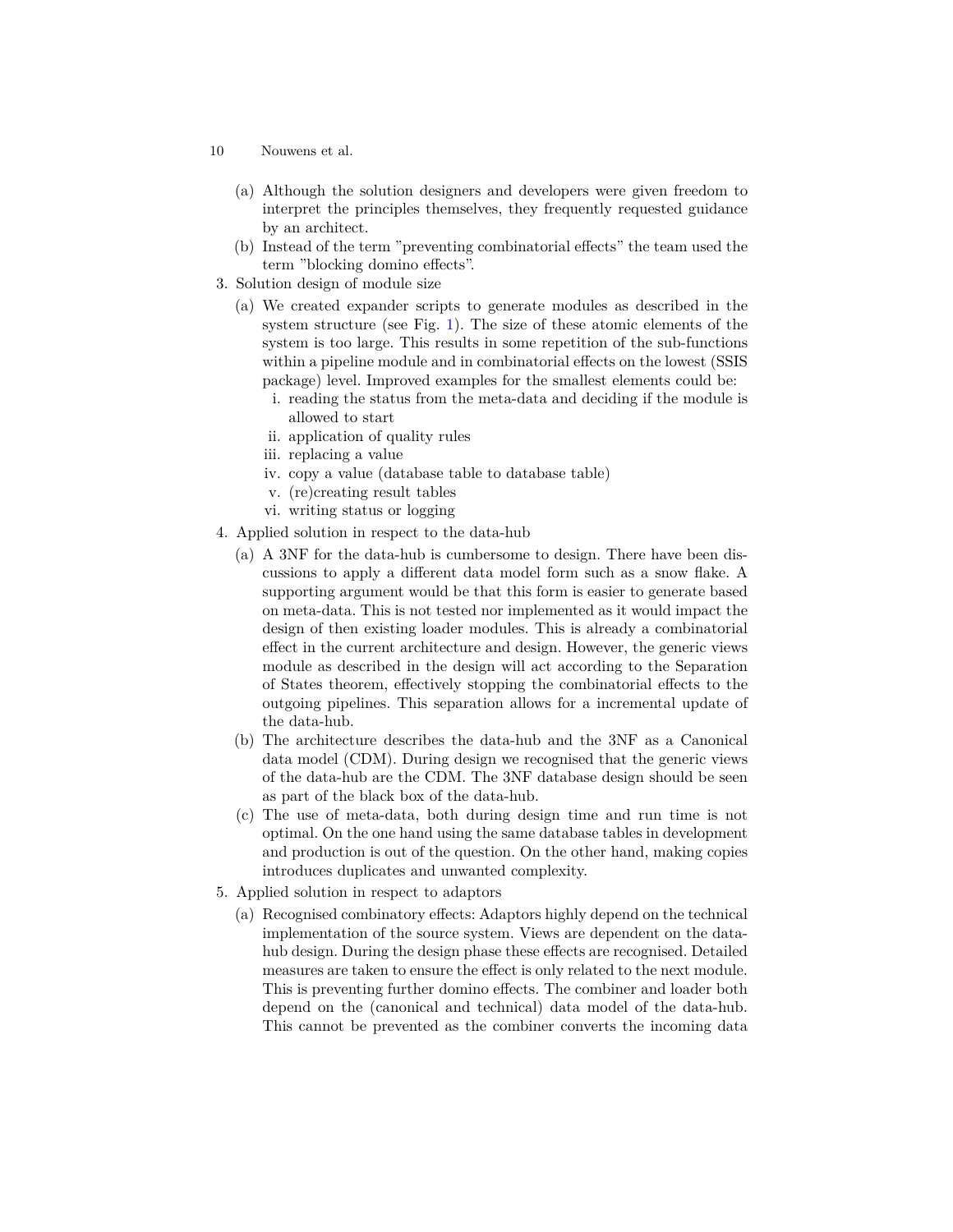(a) Although the solution designers and developers were given freedom to interpret the principles themselves, they frequently requested guidance by an architect.
   (b) Instead of the term "preventing combinatorial effects" the team used the term "blocking domino effects".

3. Solution design of module size
   (a) We created expander scripts to generate modules as described in the system structure (see Fig. 1). The size of these atomic elements of the system is too large. This results in some repetition of the sub-functions within a pipeline module and in combinatorial effects on the lowest (SSIS package) level. Improved examples for the smallest elements could be:
      i. reading the status from the meta-data and deciding if the module is allowed to start
      ii. application of quality rules
      iii. replacing a value
      iv. copy a value (database table to database table)
      v. (re)creating result tables
      vi. writing status or logging
4. Applied solution in respect to the data-hub
   (a) A 3NF for the data-hub is cumbersome to design. There have been discussions to apply a different data model form such as a snow flake. A supporting argument would be that this form is easier to generate based on meta-data. This is not tested nor implemented as it would impact the design of then existing loader modules. This is already a combinatorial effect in the current architecture and design. However, the generic views module as described in the design will act according to the Separation of States theorem, effectively stopping the combinatorial effects to the outgoing pipelines. This separation allows for a incremental update of the data-hub.
   (b) The architecture describes the data-hub and the 3NF as a Canonical data model (CDM). During design we recognised that the generic views of the data-hub are the CDM. The 3NF database design should be seen as part of the black box of the data-hub.
   (c) The use of meta-data, both during design time and run time is not optimal. On the one hand using the same database tables in development and production is out of the question. On the other hand, making copies introduces duplicates and unwanted complexity.
5. Applied solution in respect to adaptors
   (a) Recognised combinatory effects: Adaptors highly depend on the technical implementation of the source system. Views are dependent on the data-hub design. During the design phase these effects are recognised. Detailed measures are taken to ensure the effect is only related to the next module. This is preventing further domino effects. The combiner and loader both depend on the (canonical and technical) data model of the data-hub. This cannot be prevented as the combiner converts the incoming data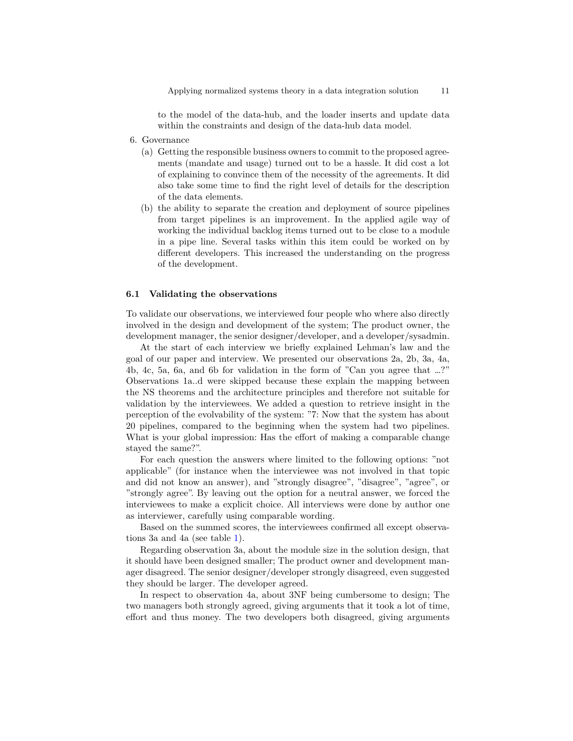to the model of the data-hub, and the loader inserts and update data within the constraints and design of the data-hub data model.

6. Governance
   (a) Getting the responsible business owners to commit to the proposed agreements (mandate and usage) turned out to be a hassle. It did cost a lot of explaining to convince them of the necessity of the agreements. It did also take some time to find the right level of details for the description of the data elements.
   (b) the ability to separate the creation and deployment of source pipelines from target pipelines is an improvement. In the applied agile way of working the individual backlog items turned out to be close to a module in a pipe line. Several tasks within this item could be worked on by different developers. This increased the understanding on the progress of the development.

### 6.1 Validating the observations

To validate our observations, we interviewed four people who where also directly involved in the design and development of the system; The product owner, the development manager, the senior designer/developer, and a developer/sysadmin.

At the start of each interview we briefly explained Lehman's law and the goal of our paper and interview. We presented our observations 2a, 2b, 3a, 4a, 4b, 4c, 5a, 6a, and 6b for validation in the form of "Can you agree that …?" Observations 1a..d were skipped because these explain the mapping between the NS theorems and the architecture principles and therefore not suitable for validation by the interviewees. We added a question to retrieve insight in the perception of the evolvability of the system: "7: Now that the system has about 20 pipelines, compared to the beginning when the system had two pipelines. What is your global impression: Has the effort of making a comparable change stayed the same?".

For each question the answers where limited to the following options: "not applicable" (for instance when the interviewee was not involved in that topic and did not know an answer), and "strongly disagree", "disagree", "agree", or "strongly agree". By leaving out the option for a neutral answer, we forced the interviewees to make a explicit choice. All interviews were done by author one as interviewer, carefully using comparable wording.

Based on the summed scores, the interviewees confirmed all except observations 3a and 4a (see table 1).

Regarding observation 3a, about the module size in the solution design, that it should have been designed smaller; The product owner and development manager disagreed. The senior designer/developer strongly disagreed, even suggested they should be larger. The developer agreed.

In respect to observation 4a, about 3NF being cumbersome to design; The two managers both strongly agreed, giving arguments that it took a lot of time, effort and thus money. The two developers both disagreed, giving arguments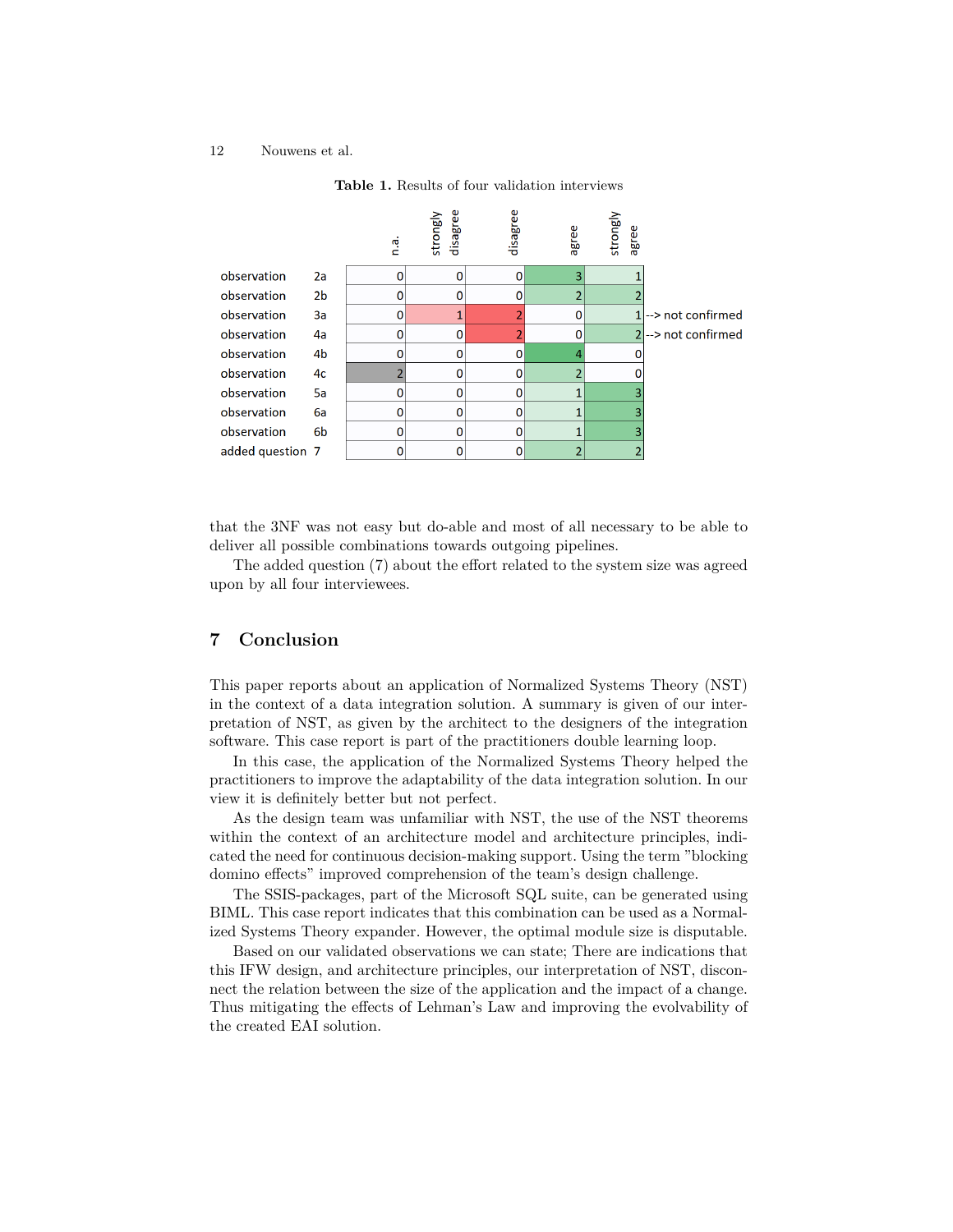**Table 1.** Results of four validation interviews

| | | n.a. | strongly disagree | disagree | agree | strongly agree | |
|---|---|---|---|---|---|---|---|
| observation | 2a | 0 | 0 | 0 | 3 | 1 | |
| observation | 2b | 0 | 0 | 0 | 2 | 2 | |
| observation | 3a | 0 | 1 | 2 | 0 | 1 | --> not confirmed |
| observation | 4a | 0 | 0 | 2 | 0 | 2 | --> not confirmed |
| observation | 4b | 0 | 0 | 0 | 4 | 0 | |
| observation | 4c | 2 | 0 | 0 | 2 | 0 | |
| observation | 5a | 0 | 0 | 0 | 1 | 3 | |
| observation | 6a | 0 | 0 | 0 | 1 | 3 | |
| observation | 6b | 0 | 0 | 0 | 1 | 3 | |
| added question | 7 | 0 | 0 | 0 | 2 | 2 | |

that the 3NF was not easy but do-able and most of all necessary to be able to deliver all possible combinations towards outgoing pipelines.

The added question (7) about the effort related to the system size was agreed upon by all four interviewees.

## 7 Conclusion

This paper reports about an application of Normalized Systems Theory (NST) in the context of a data integration solution. A summary is given of our interpretation of NST, as given by the architect to the designers of the integration software. This case report is part of the practitioners double learning loop.

In this case, the application of the Normalized Systems Theory helped the practitioners to improve the adaptability of the data integration solution. In our view it is definitely better but not perfect.

As the design team was unfamiliar with NST, the use of the NST theorems within the context of an architecture model and architecture principles, indicated the need for continuous decision-making support. Using the term "blocking domino effects" improved comprehension of the team's design challenge.

The SSIS-packages, part of the Microsoft SQL suite, can be generated using BIML. This case report indicates that this combination can be used as a Normalized Systems Theory expander. However, the optimal module size is disputable.

Based on our validated observations we can state; There are indications that this IFW design, and architecture principles, our interpretation of NST, disconnect the relation between the size of the application and the impact of a change. Thus mitigating the effects of Lehman's Law and improving the evolvability of the created EAI solution.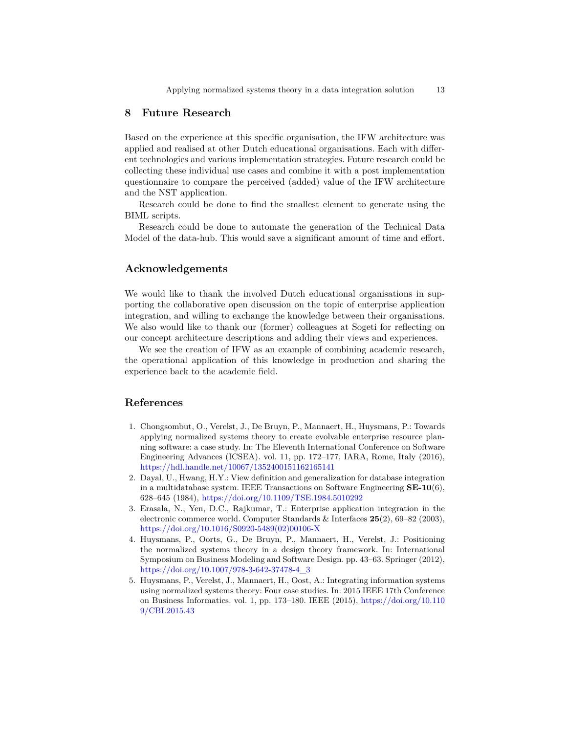## 8 Future Research

Based on the experience at this specific organisation, the IFW architecture was applied and realised at other Dutch educational organisations. Each with different technologies and various implementation strategies. Future research could be collecting these individual use cases and combine it with a post implementation questionnaire to compare the perceived (added) value of the IFW architecture and the NST application.

Research could be done to find the smallest element to generate using the BIML scripts.

Research could be done to automate the generation of the Technical Data Model of the data-hub. This would save a significant amount of time and effort.

## Acknowledgements

We would like to thank the involved Dutch educational organisations in supporting the collaborative open discussion on the topic of enterprise application integration, and willing to exchange the knowledge between their organisations. We also would like to thank our (former) colleagues at Sogeti for reflecting on our concept architecture descriptions and adding their views and experiences.

We see the creation of IFW as an example of combining academic research, the operational application of this knowledge in production and sharing the experience back to the academic field.

## References

1. Chongsombut, O., Verelst, J., De Bruyn, P., Mannaert, H., Huysmans, P.: Towards applying normalized systems theory to create evolvable enterprise resource planning software: a case study. In: The Eleventh International Conference on Software Engineering Advances (ICSEA). vol. 11, pp. 172–177. IARA, Rome, Italy (2016), https://hdl.handle.net/10067/1352400151162165141
2. Dayal, U., Hwang, H.Y.: View definition and generalization for database integration in a multidatabase system. IEEE Transactions on Software Engineering **SE-10**(6), 628–645 (1984), https://doi.org/10.1109/TSE.1984.5010292
3. Erasala, N., Yen, D.C., Rajkumar, T.: Enterprise application integration in the electronic commerce world. Computer Standards & Interfaces **25**(2), 69–82 (2003), https://doi.org/10.1016/S0920-5489(02)00106-X
4. Huysmans, P., Oorts, G., De Bruyn, P., Mannaert, H., Verelst, J.: Positioning the normalized systems theory in a design theory framework. In: International Symposium on Business Modeling and Software Design. pp. 43–63. Springer (2012), https://doi.org/10.1007/978-3-642-37478-4_3
5. Huysmans, P., Verelst, J., Mannaert, H., Oost, A.: Integrating information systems using normalized systems theory: Four case studies. In: 2015 IEEE 17th Conference on Business Informatics. vol. 1, pp. 173–180. IEEE (2015), https://doi.org/10.1109/CBI.2015.43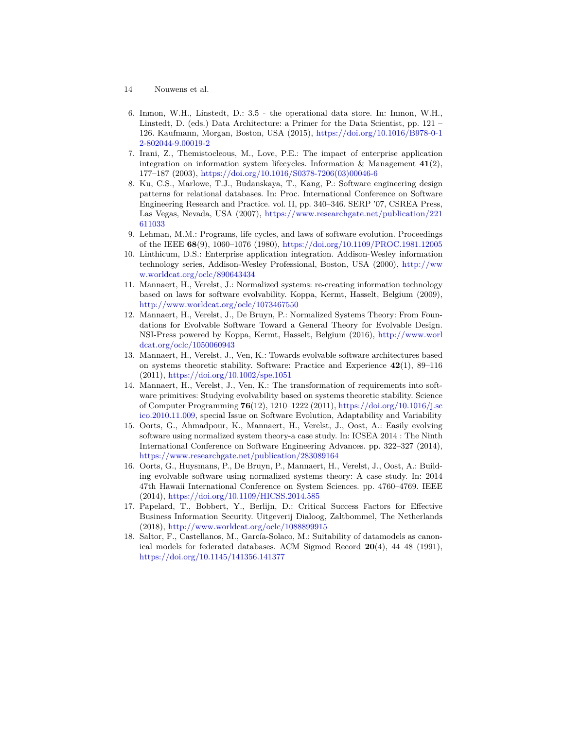6. Inmon, W.H., Linstedt, D.: 3.5 - the operational data store. In: Inmon, W.H., Linstedt, D. (eds.) Data Architecture: a Primer for the Data Scientist, pp. 121 – 126. Kaufmann, Morgan, Boston, USA (2015), https://doi.org/10.1016/B978-0-12-802044-9.00019-2
7. Irani, Z., Themistocleous, M., Love, P.E.: The impact of enterprise application integration on information system lifecycles. Information & Management **41**(2), 177–187 (2003), https://doi.org/10.1016/S0378-7206(03)00046-6
8. Ku, C.S., Marlowe, T.J., Budanskaya, T., Kang, P.: Software engineering design patterns for relational databases. In: Proc. International Conference on Software Engineering Research and Practice. vol. II, pp. 340–346. SERP '07, CSREA Press, Las Vegas, Nevada, USA (2007), https://www.researchgate.net/publication/221611033
9. Lehman, M.M.: Programs, life cycles, and laws of software evolution. Proceedings of the IEEE **68**(9), 1060–1076 (1980), https://doi.org/10.1109/PROC.1981.12005
10. Linthicum, D.S.: Enterprise application integration. Addison-Wesley information technology series, Addison-Wesley Professional, Boston, USA (2000), http://www.worldcat.org/oclc/890643434
11. Mannaert, H., Verelst, J.: Normalized systems: re-creating information technology based on laws for software evolvability. Koppa, Kermt, Hasselt, Belgium (2009), http://www.worldcat.org/oclc/1073467550
12. Mannaert, H., Verelst, J., De Bruyn, P.: Normalized Systems Theory: From Foundations for Evolvable Software Toward a General Theory for Evolvable Design. NSI-Press powered by Koppa, Kermt, Hasselt, Belgium (2016), http://www.worldcat.org/oclc/1050060943
13. Mannaert, H., Verelst, J., Ven, K.: Towards evolvable software architectures based on systems theoretic stability. Software: Practice and Experience **42**(1), 89–116 (2011), https://doi.org/10.1002/spe.1051
14. Mannaert, H., Verelst, J., Ven, K.: The transformation of requirements into software primitives: Studying evolvability based on systems theoretic stability. Science of Computer Programming **76**(12), 1210–1222 (2011), https://doi.org/10.1016/j.scico.2010.11.009, special Issue on Software Evolution, Adaptability and Variability
15. Oorts, G., Ahmadpour, K., Mannaert, H., Verelst, J., Oost, A.: Easily evolving software using normalized system theory-a case study. In: ICSEA 2014 : The Ninth International Conference on Software Engineering Advances. pp. 322–327 (2014), https://www.researchgate.net/publication/283089164
16. Oorts, G., Huysmans, P., De Bruyn, P., Mannaert, H., Verelst, J., Oost, A.: Building evolvable software using normalized systems theory: A case study. In: 2014 47th Hawaii International Conference on System Sciences. pp. 4760–4769. IEEE (2014), https://doi.org/10.1109/HICSS.2014.585
17. Papelard, T., Bobbert, Y., Berlijn, D.: Critical Success Factors for Effective Business Information Security. Uitgeverij Dialoog, Zaltbommel, The Netherlands (2018), http://www.worldcat.org/oclc/1088899915
18. Saltor, F., Castellanos, M., García-Solaco, M.: Suitability of datamodels as canonical models for federated databases. ACM Sigmod Record **20**(4), 44–48 (1991), https://doi.org/10.1145/141356.141377